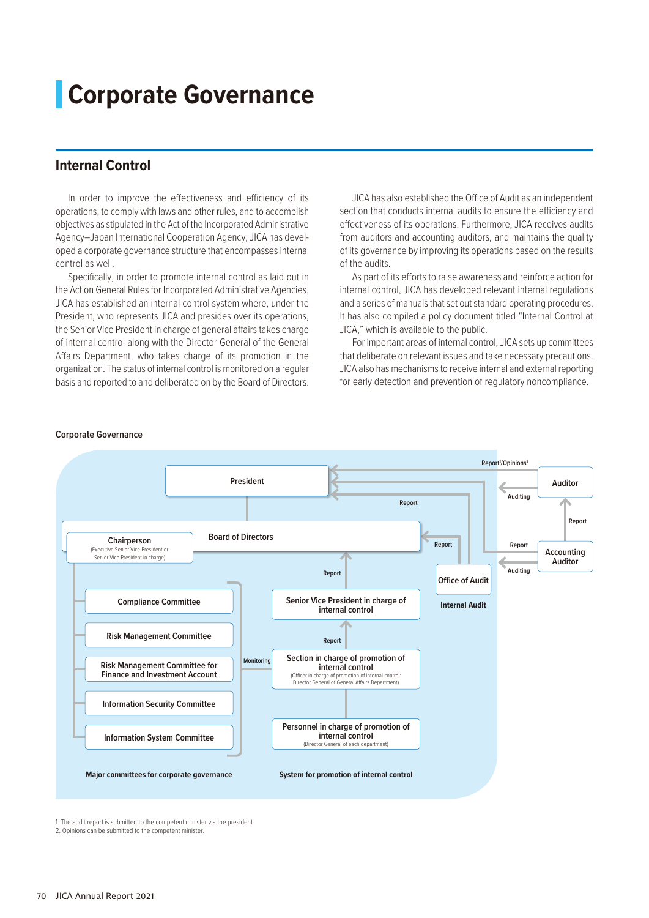# Corporate Governance

## Internal Control

In order to improve the effectiveness and efficiency of its operations, to comply with laws and other rules, and to accomplish objectives as stipulated in the Act of the Incorporated Administrative Agency–Japan International Cooperation Agency, JICA has developed a corporate governance structure that encompasses internal control as well.

Specifically, in order to promote internal control as laid out in the Act on General Rules for Incorporated Administrative Agencies, JICA has established an internal control system where, under the President, who represents JICA and presides over its operations, the Senior Vice President in charge of general affairs takes charge of internal control along with the Director General of the General Affairs Department, who takes charge of its promotion in the organization. The status of internal control is monitored on a regular basis and reported to and deliberated on by the Board of Directors.

JICA has also established the Office of Audit as an independent section that conducts internal audits to ensure the efficiency and effectiveness of its operations. Furthermore, JICA receives audits from auditors and accounting auditors, and maintains the quality of its governance by improving its operations based on the results of the audits.

As part of its efforts to raise awareness and reinforce action for internal control, JICA has developed relevant internal regulations and a series of manuals that set out standard operating procedures. It has also compiled a policy document titled "Internal Control at JICA," which is available to the public.

For important areas of internal control, JICA sets up committees that deliberate on relevant issues and take necessary precautions. JICA also has mechanisms to receive internal and external reporting for early detection and prevention of regulatory noncompliance.

**Corporate Governance**

- President
- Board of Directors
  - Chairperson (Executive Senior Vice President or Senior Vice President in charge)
- Auditor — Report[1]/Opinions[2] to President; Auditing
- Accounting Auditor — Report to Auditor; Report to President; Auditing
- Office of Audit (Internal Audit) — Report to President; Report to Board of Directors

**Major committees for corporate governance** (Monitoring)

- Compliance Committee
- Risk Management Committee
- Risk Management Committee for Finance and Investment Account
- Information Security Committee
- Information System Committee

**System for promotion of internal control**

- Senior Vice President in charge of internal control — Report to Board of Directors
- Section in charge of promotion of internal control (Officer in charge of promotion of internal control: Director General of General Affairs Department) — Report to Senior Vice President in charge of internal control
- Personnel in charge of promotion of internal control (Director General of each department)

1. The audit report is submitted to the competent minister via the president.
2. Opinions can be submitted to the competent minister.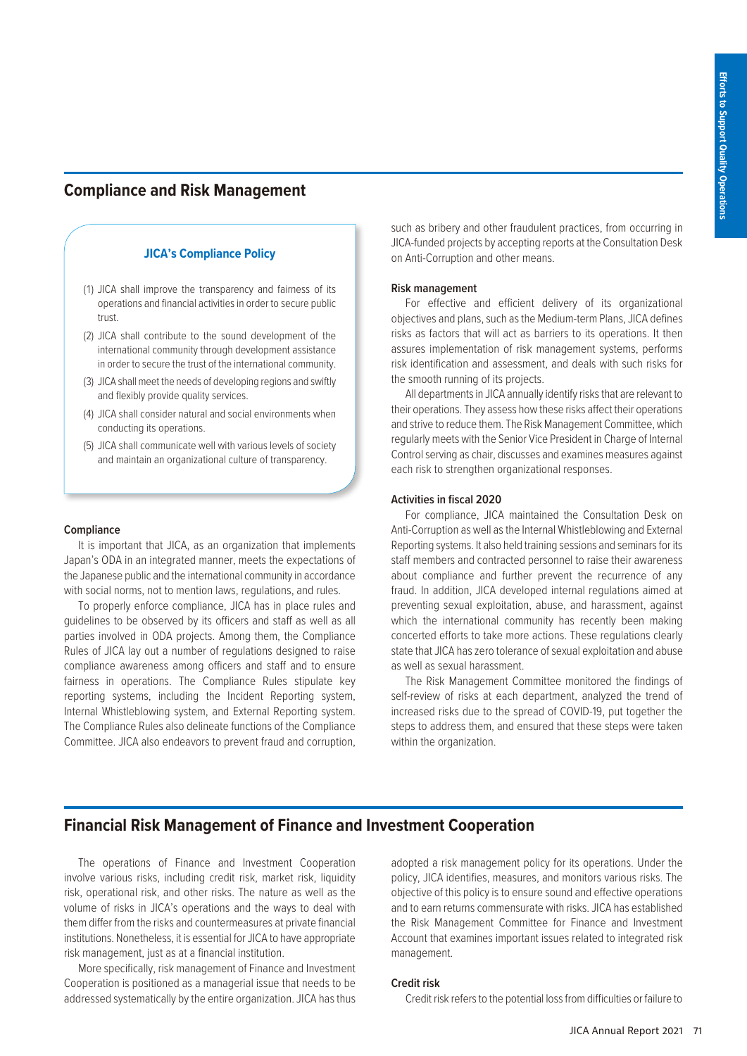## Compliance and Risk Management

### JICA's Compliance Policy

(1) JICA shall improve the transparency and fairness of its operations and financial activities in order to secure public trust.

(2) JICA shall contribute to the sound development of the international community through development assistance in order to secure the trust of the international community.

(3) JICA shall meet the needs of developing regions and swiftly and flexibly provide quality services.

(4) JICA shall consider natural and social environments when conducting its operations.

(5) JICA shall communicate well with various levels of society and maintain an organizational culture of transparency.

#### Compliance

It is important that JICA, as an organization that implements Japan's ODA in an integrated manner, meets the expectations of the Japanese public and the international community in accordance with social norms, not to mention laws, regulations, and rules.

To properly enforce compliance, JICA has in place rules and guidelines to be observed by its officers and staff as well as all parties involved in ODA projects. Among them, the Compliance Rules of JICA lay out a number of regulations designed to raise compliance awareness among officers and staff and to ensure fairness in operations. The Compliance Rules stipulate key reporting systems, including the Incident Reporting system, Internal Whistleblowing system, and External Reporting system. The Compliance Rules also delineate functions of the Compliance Committee. JICA also endeavors to prevent fraud and corruption, such as bribery and other fraudulent practices, from occurring in JICA-funded projects by accepting reports at the Consultation Desk on Anti-Corruption and other means.

#### Risk management

For effective and efficient delivery of its organizational objectives and plans, such as the Medium-term Plans, JICA defines risks as factors that will act as barriers to its operations. It then assures implementation of risk management systems, performs risk identification and assessment, and deals with such risks for the smooth running of its projects.

All departments in JICA annually identify risks that are relevant to their operations. They assess how these risks affect their operations and strive to reduce them. The Risk Management Committee, which regularly meets with the Senior Vice President in Charge of Internal Control serving as chair, discusses and examines measures against each risk to strengthen organizational responses.

#### Activities in fiscal 2020

For compliance, JICA maintained the Consultation Desk on Anti-Corruption as well as the Internal Whistleblowing and External Reporting systems. It also held training sessions and seminars for its staff members and contracted personnel to raise their awareness about compliance and further prevent the recurrence of any fraud. In addition, JICA developed internal regulations aimed at preventing sexual exploitation, abuse, and harassment, against which the international community has recently been making concerted efforts to take more actions. These regulations clearly state that JICA has zero tolerance of sexual exploitation and abuse as well as sexual harassment.

The Risk Management Committee monitored the findings of self-review of risks at each department, analyzed the trend of increased risks due to the spread of COVID-19, put together the steps to address them, and ensured that these steps were taken within the organization.

## Financial Risk Management of Finance and Investment Cooperation

The operations of Finance and Investment Cooperation involve various risks, including credit risk, market risk, liquidity risk, operational risk, and other risks. The nature as well as the volume of risks in JICA's operations and the ways to deal with them differ from the risks and countermeasures at private financial institutions. Nonetheless, it is essential for JICA to have appropriate risk management, just as at a financial institution.

More specifically, risk management of Finance and Investment Cooperation is positioned as a managerial issue that needs to be addressed systematically by the entire organization. JICA has thus adopted a risk management policy for its operations. Under the policy, JICA identifies, measures, and monitors various risks. The objective of this policy is to ensure sound and effective operations and to earn returns commensurate with risks. JICA has established the Risk Management Committee for Finance and Investment Account that examines important issues related to integrated risk management.

#### Credit risk

Credit risk refers to the potential loss from difficulties or failure to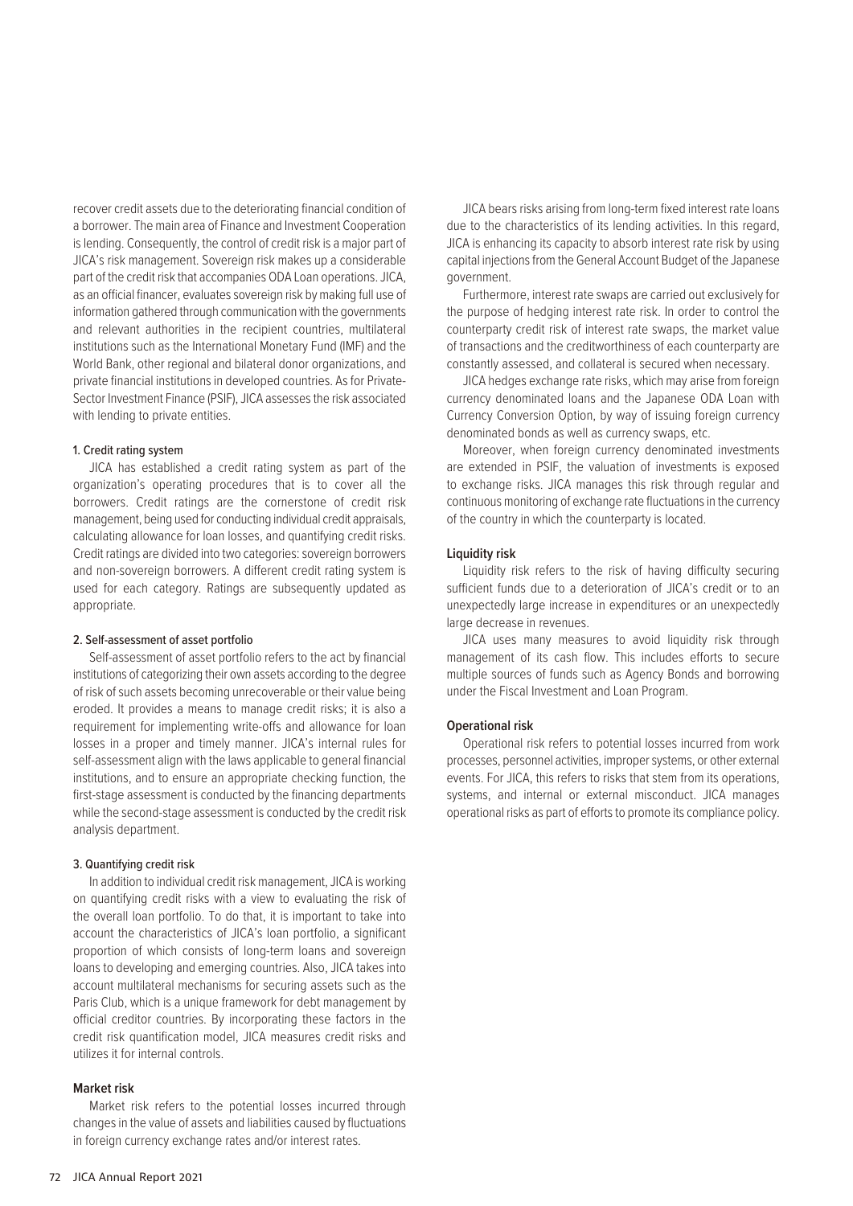recover credit assets due to the deteriorating financial condition of a borrower. The main area of Finance and Investment Cooperation is lending. Consequently, the control of credit risk is a major part of JICA's risk management. Sovereign risk makes up a considerable part of the credit risk that accompanies ODA Loan operations. JICA, as an official financer, evaluates sovereign risk by making full use of information gathered through communication with the governments and relevant authorities in the recipient countries, multilateral institutions such as the International Monetary Fund (IMF) and the World Bank, other regional and bilateral donor organizations, and private financial institutions in developed countries. As for Private-Sector Investment Finance (PSIF), JICA assesses the risk associated with lending to private entities.

#### 1. Credit rating system

JICA has established a credit rating system as part of the organization's operating procedures that is to cover all the borrowers. Credit ratings are the cornerstone of credit risk management, being used for conducting individual credit appraisals, calculating allowance for loan losses, and quantifying credit risks. Credit ratings are divided into two categories: sovereign borrowers and non-sovereign borrowers. A different credit rating system is used for each category. Ratings are subsequently updated as appropriate.

#### 2. Self-assessment of asset portfolio

Self-assessment of asset portfolio refers to the act by financial institutions of categorizing their own assets according to the degree of risk of such assets becoming unrecoverable or their value being eroded. It provides a means to manage credit risks; it is also a requirement for implementing write-offs and allowance for loan losses in a proper and timely manner. JICA's internal rules for self-assessment align with the laws applicable to general financial institutions, and to ensure an appropriate checking function, the first-stage assessment is conducted by the financing departments while the second-stage assessment is conducted by the credit risk analysis department.

#### 3. Quantifying credit risk

In addition to individual credit risk management, JICA is working on quantifying credit risks with a view to evaluating the risk of the overall loan portfolio. To do that, it is important to take into account the characteristics of JICA's loan portfolio, a significant proportion of which consists of long-term loans and sovereign loans to developing and emerging countries. Also, JICA takes into account multilateral mechanisms for securing assets such as the Paris Club, which is a unique framework for debt management by official creditor countries. By incorporating these factors in the credit risk quantification model, JICA measures credit risks and utilizes it for internal controls.

### Market risk

Market risk refers to the potential losses incurred through changes in the value of assets and liabilities caused by fluctuations in foreign currency exchange rates and/or interest rates.

JICA bears risks arising from long-term fixed interest rate loans due to the characteristics of its lending activities. In this regard, JICA is enhancing its capacity to absorb interest rate risk by using capital injections from the General Account Budget of the Japanese government.

Furthermore, interest rate swaps are carried out exclusively for the purpose of hedging interest rate risk. In order to control the counterparty credit risk of interest rate swaps, the market value of transactions and the creditworthiness of each counterparty are constantly assessed, and collateral is secured when necessary.

JICA hedges exchange rate risks, which may arise from foreign currency denominated loans and the Japanese ODA Loan with Currency Conversion Option, by way of issuing foreign currency denominated bonds as well as currency swaps, etc.

Moreover, when foreign currency denominated investments are extended in PSIF, the valuation of investments is exposed to exchange risks. JICA manages this risk through regular and continuous monitoring of exchange rate fluctuations in the currency of the country in which the counterparty is located.

### Liquidity risk

Liquidity risk refers to the risk of having difficulty securing sufficient funds due to a deterioration of JICA's credit or to an unexpectedly large increase in expenditures or an unexpectedly large decrease in revenues.

JICA uses many measures to avoid liquidity risk through management of its cash flow. This includes efforts to secure multiple sources of funds such as Agency Bonds and borrowing under the Fiscal Investment and Loan Program.

### Operational risk

Operational risk refers to potential losses incurred from work processes, personnel activities, improper systems, or other external events. For JICA, this refers to risks that stem from its operations, systems, and internal or external misconduct. JICA manages operational risks as part of efforts to promote its compliance policy.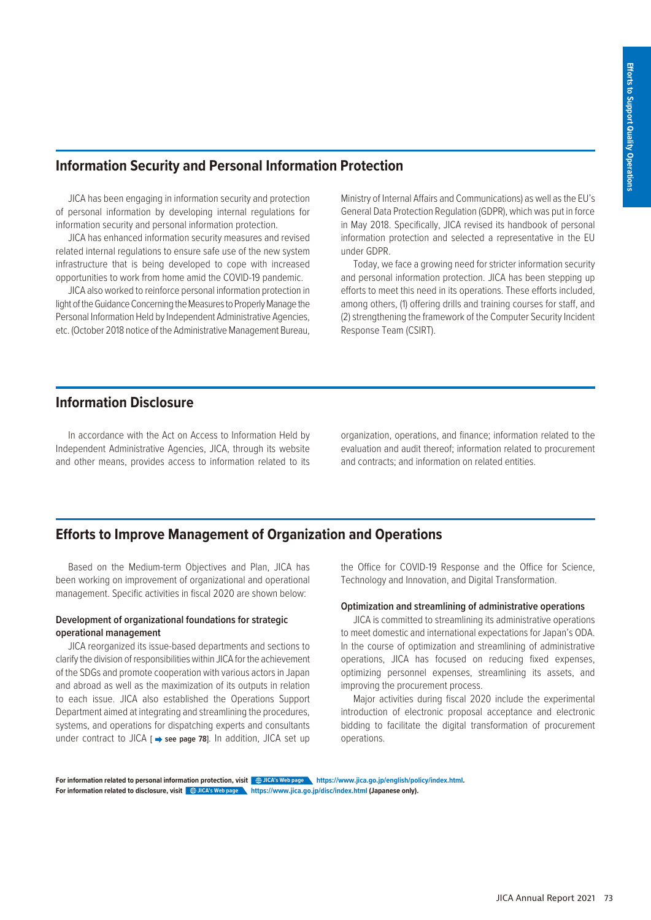## Information Security and Personal Information Protection

JICA has been engaging in information security and protection of personal information by developing internal regulations for information security and personal information protection.

JICA has enhanced information security measures and revised related internal regulations to ensure safe use of the new system infrastructure that is being developed to cope with increased opportunities to work from home amid the COVID-19 pandemic.

JICA also worked to reinforce personal information protection in light of the Guidance Concerning the Measures to Properly Manage the Personal Information Held by Independent Administrative Agencies, etc. (October 2018 notice of the Administrative Management Bureau, Ministry of Internal Affairs and Communications) as well as the EU's General Data Protection Regulation (GDPR), which was put in force in May 2018. Specifically, JICA revised its handbook of personal information protection and selected a representative in the EU under GDPR.

Today, we face a growing need for stricter information security and personal information protection. JICA has been stepping up efforts to meet this need in its operations. These efforts included, among others, (1) offering drills and training courses for staff, and (2) strengthening the framework of the Computer Security Incident Response Team (CSIRT).

## Information Disclosure

In accordance with the Act on Access to Information Held by Independent Administrative Agencies, JICA, through its website and other means, provides access to information related to its organization, operations, and finance; information related to the evaluation and audit thereof; information related to procurement and contracts; and information on related entities.

## Efforts to Improve Management of Organization and Operations

Based on the Medium-term Objectives and Plan, JICA has been working on improvement of organizational and operational management. Specific activities in fiscal 2020 are shown below:

### Development of organizational foundations for strategic operational management

JICA reorganized its issue-based departments and sections to clarify the division of responsibilities within JICA for the achievement of the SDGs and promote cooperation with various actors in Japan and abroad as well as the maximization of its outputs in relation to each issue. JICA also established the Operations Support Department aimed at integrating and streamlining the procedures, systems, and operations for dispatching experts and consultants under contract to JICA [ ➡ see page 78]. In addition, JICA set up the Office for COVID-19 Response and the Office for Science, Technology and Innovation, and Digital Transformation.

### Optimization and streamlining of administrative operations

JICA is committed to streamlining its administrative operations to meet domestic and international expectations for Japan's ODA. In the course of optimization and streamlining of administrative operations, JICA has focused on reducing fixed expenses, optimizing personnel expenses, streamlining its assets, and improving the procurement process.

Major activities during fiscal 2020 include the experimental introduction of electronic proposal acceptance and electronic bidding to facilitate the digital transformation of procurement operations.

**For information related to personal information protection, visit** JICA's Web page **https://www.jica.go.jp/english/policy/index.html.**
**For information related to disclosure, visit** JICA's Web page **https://www.jica.go.jp/disc/index.html (Japanese only).**